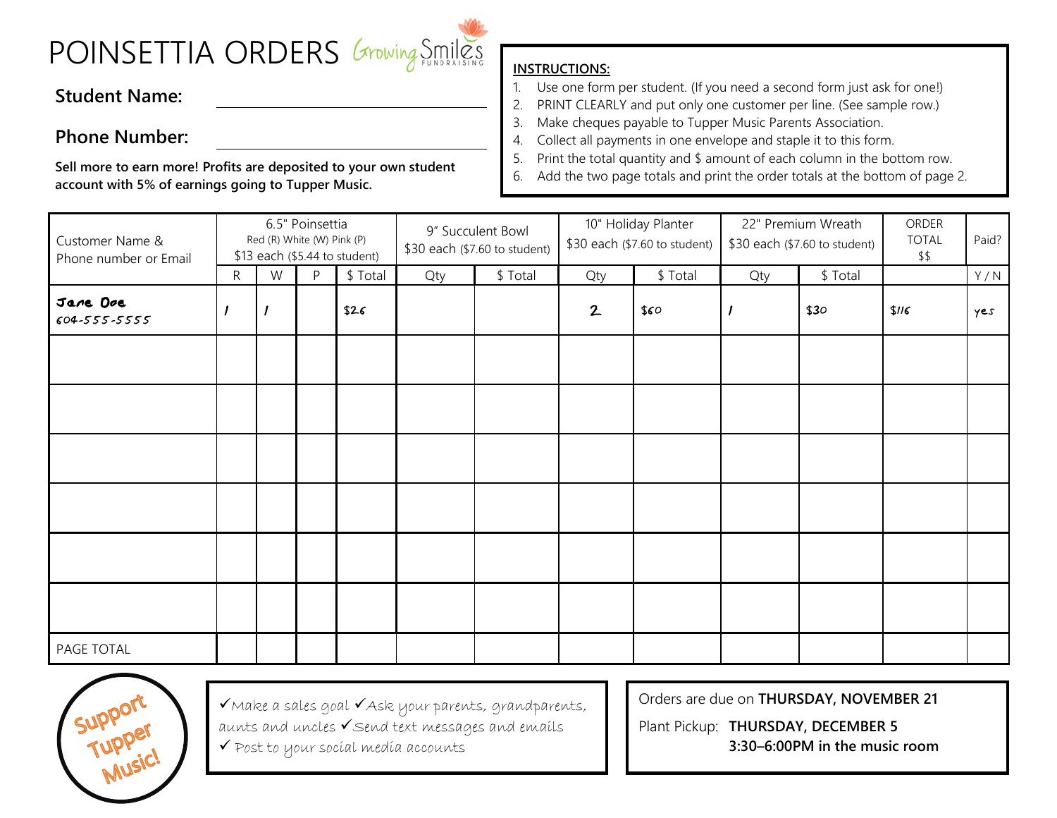# POINSETTIA ORDERS

Growing Smiles FUNDRAISING

**Student Name:** ______________________

**Phone Number:** ______________________

**Sell more to earn more! Profits are deposited to your own student account with 5% of earnings going to Tupper Music.**

**INSTRUCTIONS:**

1. Use one form per student. (If you need a second form just ask for one!)
2. PRINT CLEARLY and put only one customer per line. (See sample row.)
3. Make cheques payable to Tupper Music Parents Association.
4. Collect all payments in one envelope and staple it to this form.
5. Print the total quantity and $ amount of each column in the bottom row.
6. Add the two page totals and print the order totals at the bottom of page 2.

| Customer Name & Phone number or Email | 6.5" Poinsettia Red (R) White (W) Pink (P) $13 each ($5.44 to student) | | | | 9" Succulent Bowl $30 each ($7.60 to student) | | 10" Holiday Planter $30 each ($7.60 to student) | | 22" Premium Wreath $30 each ($7.60 to student) | | ORDER TOTAL $$ | Paid? |
|---|---|---|---|---|---|---|---|---|---|---|---|---|
| | R | W | P | $ Total | Qty | $ Total | Qty | $ Total | Qty | $ Total | | Y / N |
| Jane Doe 604-555-5555 | 1 | 1 | | $26 | | | 2 | $60 | 1 | $30 | $116 | yes |
| | | | | | | | | | | | | |
| | | | | | | | | | | | | |
| | | | | | | | | | | | | |
| | | | | | | | | | | | | |
| | | | | | | | | | | | | |
| | | | | | | | | | | | | |
| PAGE TOTAL | | | | | | | | | | | | |

Support Tupper Music!

✓Make a sales goal ✓Ask your parents, grandparents, aunts and uncles ✓Send text messages and emails ✓ Post to your social media accounts

Orders are due on **THURSDAY, NOVEMBER 21**

Plant Pickup: **THURSDAY, DECEMBER 5**
**3:30–6:00PM in the music room**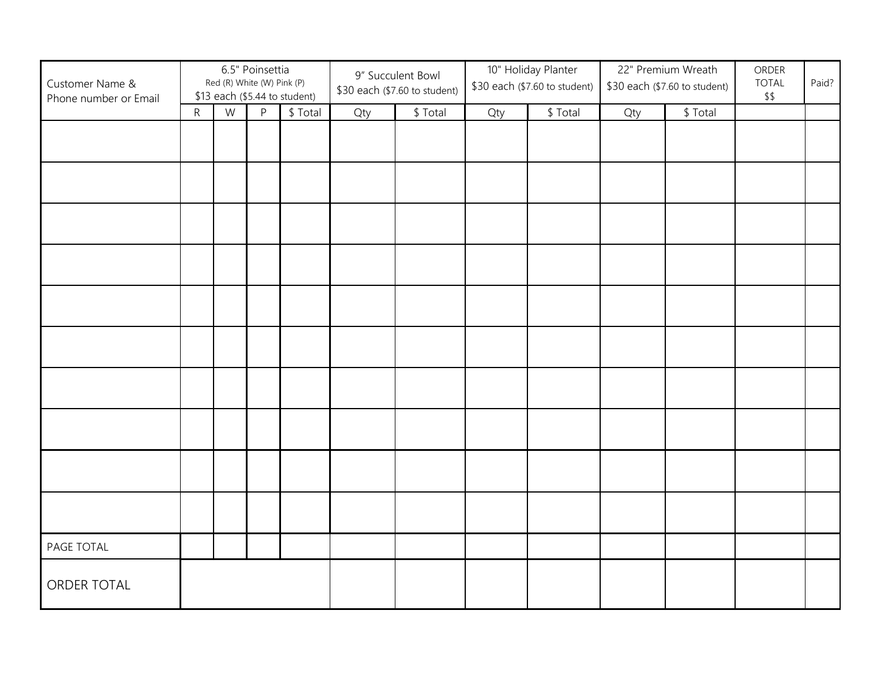| Customer Name & Phone number or Email | 6.5" Poinsettia Red (R) White (W) Pink (P) $13 each ($5.44 to student) | | | | 9" Succulent Bowl $30 each ($7.60 to student) | | 10" Holiday Planter $30 each ($7.60 to student) | | 22" Premium Wreath $30 each ($7.60 to student) | | ORDER TOTAL $$ | Paid? |
|---|---|---|---|---|---|---|---|---|---|---|---|---|
| | R | W | P | $ Total | Qty | $ Total | Qty | $ Total | Qty | $ Total | | |
| | | | | | | | | | | | | |
| | | | | | | | | | | | | |
| | | | | | | | | | | | | |
| | | | | | | | | | | | | |
| | | | | | | | | | | | | |
| | | | | | | | | | | | | |
| | | | | | | | | | | | | |
| | | | | | | | | | | | | |
| | | | | | | | | | | | | |
| | | | | | | | | | | | | |
| PAGE TOTAL | | | | | | | | | | | | |
| ORDER TOTAL | | | | | | | | | | | | |